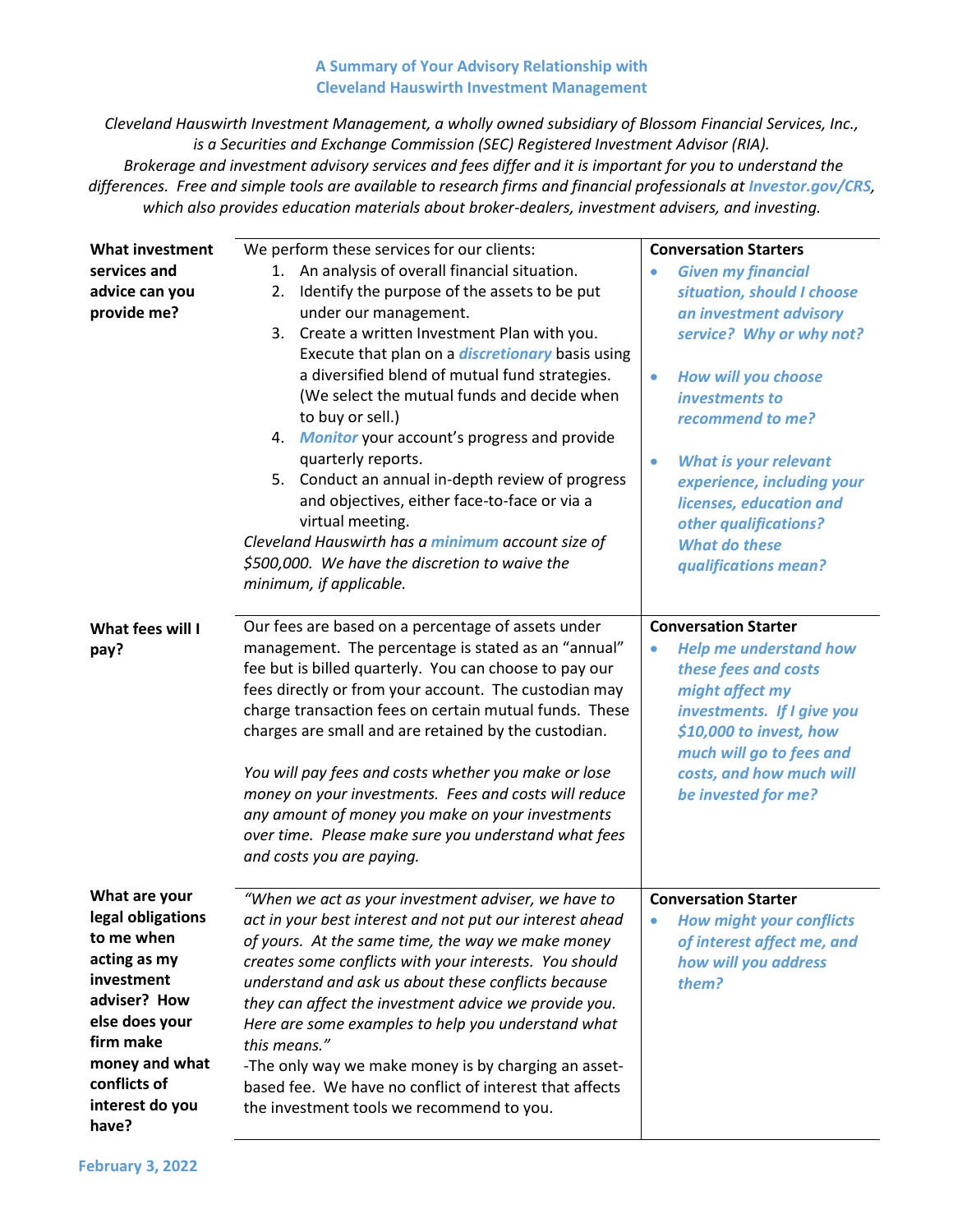# A Summary of Your Advisory Relationship with Cleveland Hauswirth Investment Management

*Cleveland Hauswirth Investment Management, a wholly owned subsidiary of Blossom Financial Services, Inc., is a Securities and Exchange Commission (SEC) Registered Investment Advisor (RIA). Brokerage and investment advisory services and fees differ and it is important for you to understand the differences. Free and simple tools are available to research firms and financial professionals at* ***Investor.gov/CRS****, which also provides education materials about broker-dealers, investment advisers, and investing.*

| | | |
|---|---|---|
| **What investment services and advice can you provide me?** | We perform these services for our clients:<br>1. An analysis of overall financial situation.<br>2. Identify the purpose of the assets to be put under our management.<br>3. Create a written Investment Plan with you. Execute that plan on a ***discretionary*** basis using a diversified blend of mutual fund strategies. (We select the mutual funds and decide when to buy or sell.)<br>4. ***Monitor*** your account's progress and provide quarterly reports.<br>5. Conduct an annual in-depth review of progress and objectives, either face-to-face or via a virtual meeting.<br>*Cleveland Hauswirth has a* ***minimum*** *account size of $500,000. We have the discretion to waive the minimum, if applicable.* | **Conversation Starters**<br>• ***Given my financial situation, should I choose an investment advisory service? Why or why not?***<br>• ***How will you choose investments to recommend to me?***<br>• ***What is your relevant experience, including your licenses, education and other qualifications? What do these qualifications mean?*** |
| **What fees will I pay?** | Our fees are based on a percentage of assets under management. The percentage is stated as an "annual" fee but is billed quarterly. You can choose to pay our fees directly or from your account. The custodian may charge transaction fees on certain mutual funds. These charges are small and are retained by the custodian.<br><br>*You will pay fees and costs whether you make or lose money on your investments. Fees and costs will reduce any amount of money you make on your investments over time. Please make sure you understand what fees and costs you are paying.* | **Conversation Starter**<br>• ***Help me understand how these fees and costs might affect my investments. If I give you $10,000 to invest, how much will go to fees and costs, and how much will be invested for me?*** |
| **What are your legal obligations to me when acting as my investment adviser? How else does your firm make money and what conflicts of interest do you have?** | *"When we act as your investment adviser, we have to act in your best interest and not put our interest ahead of yours. At the same time, the way we make money creates some conflicts with your interests. You should understand and ask us about these conflicts because they can affect the investment advice we provide you. Here are some examples to help you understand what this means."*<br>-The only way we make money is by charging an asset-based fee. We have no conflict of interest that affects the investment tools we recommend to you. | **Conversation Starter**<br>• ***How might your conflicts of interest affect me, and how will you address them?*** |

**February 3, 2022**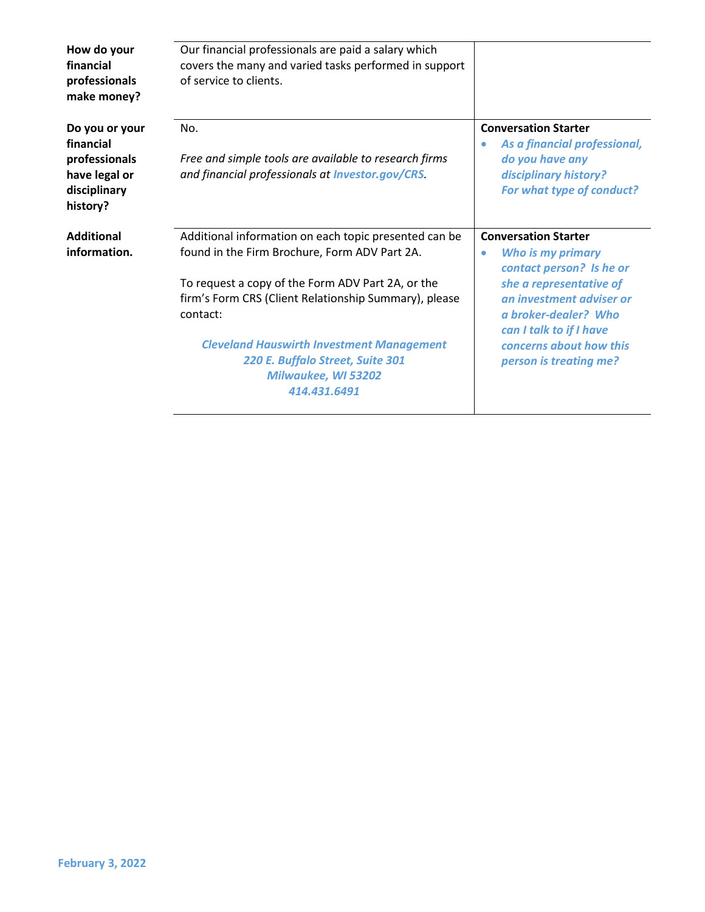| | | |
|---|---|---|
| **How do your financial professionals make money?** | Our financial professionals are paid a salary which covers the many and varied tasks performed in support of service to clients. | |
| **Do you or your financial professionals have legal or disciplinary history?** | No.<br><br>*Free and simple tools are available to research firms and financial professionals at* ***Investor.gov/CRS****.* | **Conversation Starter**<br>• ***As a financial professional, do you have any disciplinary history? For what type of conduct?*** |
| **Additional information.** | Additional information on each topic presented can be found in the Firm Brochure, Form ADV Part 2A.<br><br>To request a copy of the Form ADV Part 2A, or the firm's Form CRS (Client Relationship Summary), please contact:<br><br>***Cleveland Hauswirth Investment Management***<br>***220 E. Buffalo Street, Suite 301***<br>***Milwaukee, WI 53202***<br>***414.431.6491*** | **Conversation Starter**<br>• ***Who is my primary contact person? Is he or she a representative of an investment adviser or a broker-dealer? Who can I talk to if I have concerns about how this person is treating me?*** |

**February 3, 2022**